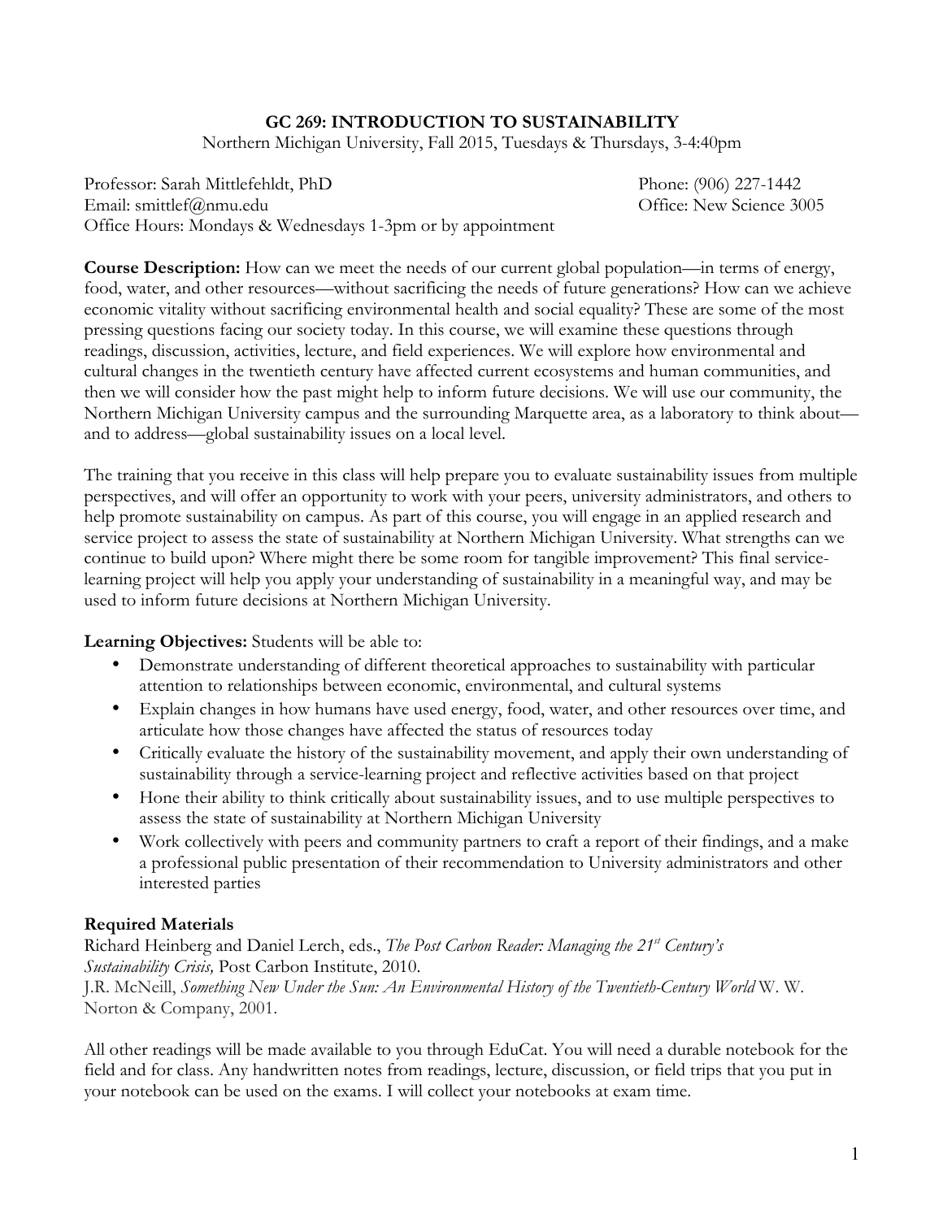# GC 269: INTRODUCTION TO SUSTAINABILITY

Northern Michigan University, Fall 2015, Tuesdays & Thursdays, 3-4:40pm

Professor: Sarah Mittlefehldt, PhD
Phone: (906) 227-1442
Email: smittlef@nmu.edu
Office: New Science 3005
Office Hours: Mondays & Wednesdays 1-3pm or by appointment

**Course Description:** How can we meet the needs of our current global population—in terms of energy, food, water, and other resources—without sacrificing the needs of future generations? How can we achieve economic vitality without sacrificing environmental health and social equality? These are some of the most pressing questions facing our society today. In this course, we will examine these questions through readings, discussion, activities, lecture, and field experiences. We will explore how environmental and cultural changes in the twentieth century have affected current ecosystems and human communities, and then we will consider how the past might help to inform future decisions. We will use our community, the Northern Michigan University campus and the surrounding Marquette area, as a laboratory to think about—and to address—global sustainability issues on a local level.

The training that you receive in this class will help prepare you to evaluate sustainability issues from multiple perspectives, and will offer an opportunity to work with your peers, university administrators, and others to help promote sustainability on campus. As part of this course, you will engage in an applied research and service project to assess the state of sustainability at Northern Michigan University. What strengths can we continue to build upon? Where might there be some room for tangible improvement? This final service-learning project will help you apply your understanding of sustainability in a meaningful way, and may be used to inform future decisions at Northern Michigan University.

**Learning Objectives:** Students will be able to:

- Demonstrate understanding of different theoretical approaches to sustainability with particular attention to relationships between economic, environmental, and cultural systems
- Explain changes in how humans have used energy, food, water, and other resources over time, and articulate how those changes have affected the status of resources today
- Critically evaluate the history of the sustainability movement, and apply their own understanding of sustainability through a service-learning project and reflective activities based on that project
- Hone their ability to think critically about sustainability issues, and to use multiple perspectives to assess the state of sustainability at Northern Michigan University
- Work collectively with peers and community partners to craft a report of their findings, and a make a professional public presentation of their recommendation to University administrators and other interested parties

**Required Materials**

Richard Heinberg and Daniel Lerch, eds., *The Post Carbon Reader: Managing the 21st Century's Sustainability Crisis,* Post Carbon Institute, 2010.
J.R. McNeill, *Something New Under the Sun: An Environmental History of the Twentieth-Century World* W. W. Norton & Company, 2001.

All other readings will be made available to you through EduCat. You will need a durable notebook for the field and for class. Any handwritten notes from readings, lecture, discussion, or field trips that you put in your notebook can be used on the exams. I will collect your notebooks at exam time.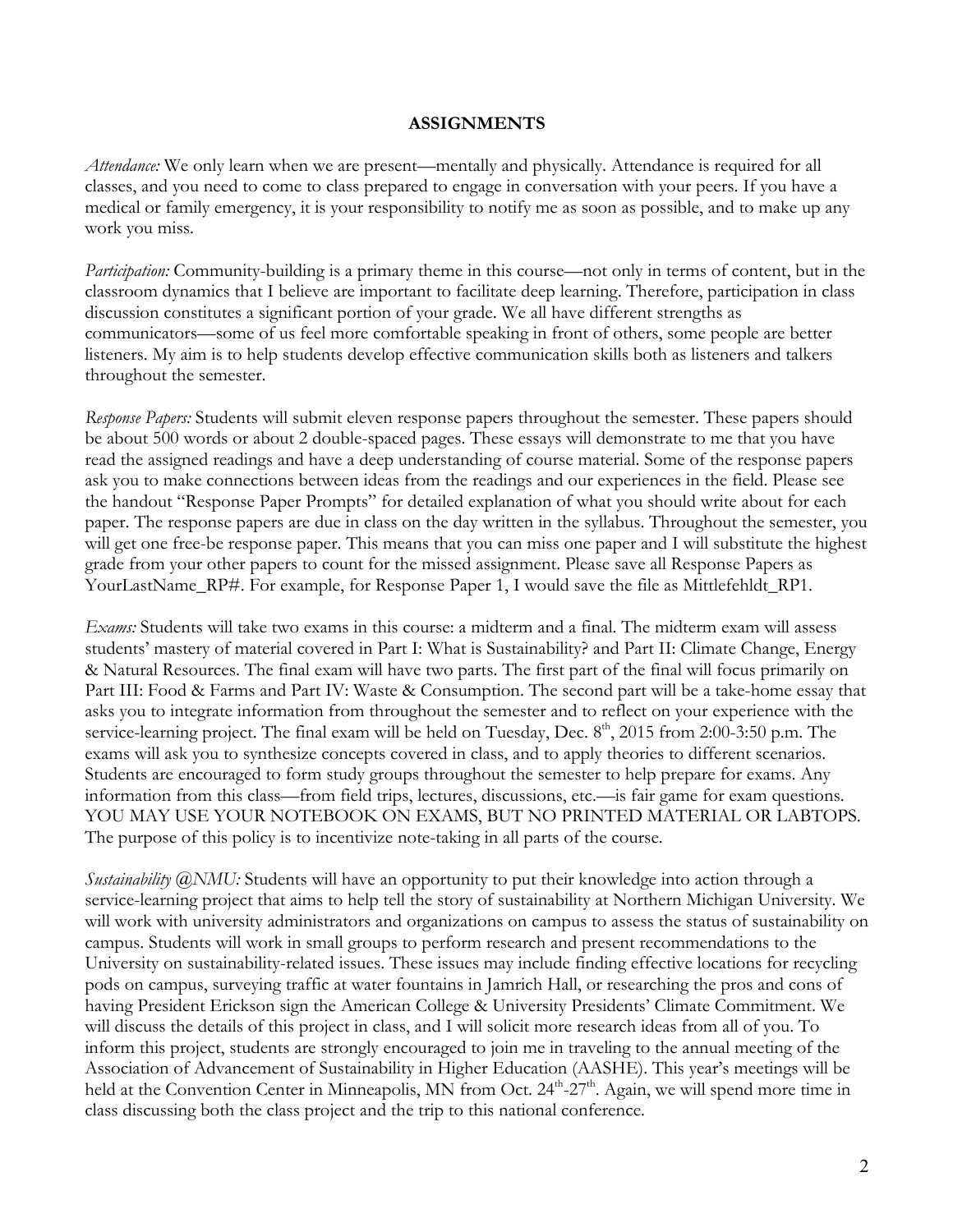## ASSIGNMENTS

*Attendance:* We only learn when we are present—mentally and physically. Attendance is required for all classes, and you need to come to class prepared to engage in conversation with your peers. If you have a medical or family emergency, it is your responsibility to notify me as soon as possible, and to make up any work you miss.

*Participation:* Community-building is a primary theme in this course—not only in terms of content, but in the classroom dynamics that I believe are important to facilitate deep learning. Therefore, participation in class discussion constitutes a significant portion of your grade. We all have different strengths as communicators—some of us feel more comfortable speaking in front of others, some people are better listeners. My aim is to help students develop effective communication skills both as listeners and talkers throughout the semester.

*Response Papers:* Students will submit eleven response papers throughout the semester. These papers should be about 500 words or about 2 double-spaced pages. These essays will demonstrate to me that you have read the assigned readings and have a deep understanding of course material. Some of the response papers ask you to make connections between ideas from the readings and our experiences in the field. Please see the handout "Response Paper Prompts" for detailed explanation of what you should write about for each paper. The response papers are due in class on the day written in the syllabus. Throughout the semester, you will get one free-be response paper. This means that you can miss one paper and I will substitute the highest grade from your other papers to count for the missed assignment. Please save all Response Papers as YourLastName_RP#. For example, for Response Paper 1, I would save the file as Mittlefehldt_RP1.

*Exams:* Students will take two exams in this course: a midterm and a final. The midterm exam will assess students' mastery of material covered in Part I: What is Sustainability? and Part II: Climate Change, Energy & Natural Resources. The final exam will have two parts. The first part of the final will focus primarily on Part III: Food & Farms and Part IV: Waste & Consumption. The second part will be a take-home essay that asks you to integrate information from throughout the semester and to reflect on your experience with the service-learning project. The final exam will be held on Tuesday, Dec. 8th, 2015 from 2:00-3:50 p.m. The exams will ask you to synthesize concepts covered in class, and to apply theories to different scenarios. Students are encouraged to form study groups throughout the semester to help prepare for exams. Any information from this class—from field trips, lectures, discussions, etc.—is fair game for exam questions. YOU MAY USE YOUR NOTEBOOK ON EXAMS, BUT NO PRINTED MATERIAL OR LABTOPS. The purpose of this policy is to incentivize note-taking in all parts of the course.

*Sustainability @NMU:* Students will have an opportunity to put their knowledge into action through a service-learning project that aims to help tell the story of sustainability at Northern Michigan University. We will work with university administrators and organizations on campus to assess the status of sustainability on campus. Students will work in small groups to perform research and present recommendations to the University on sustainability-related issues. These issues may include finding effective locations for recycling pods on campus, surveying traffic at water fountains in Jamrich Hall, or researching the pros and cons of having President Erickson sign the American College & University Presidents' Climate Commitment. We will discuss the details of this project in class, and I will solicit more research ideas from all of you. To inform this project, students are strongly encouraged to join me in traveling to the annual meeting of the Association of Advancement of Sustainability in Higher Education (AASHE). This year's meetings will be held at the Convention Center in Minneapolis, MN from Oct. 24th-27th. Again, we will spend more time in class discussing both the class project and the trip to this national conference.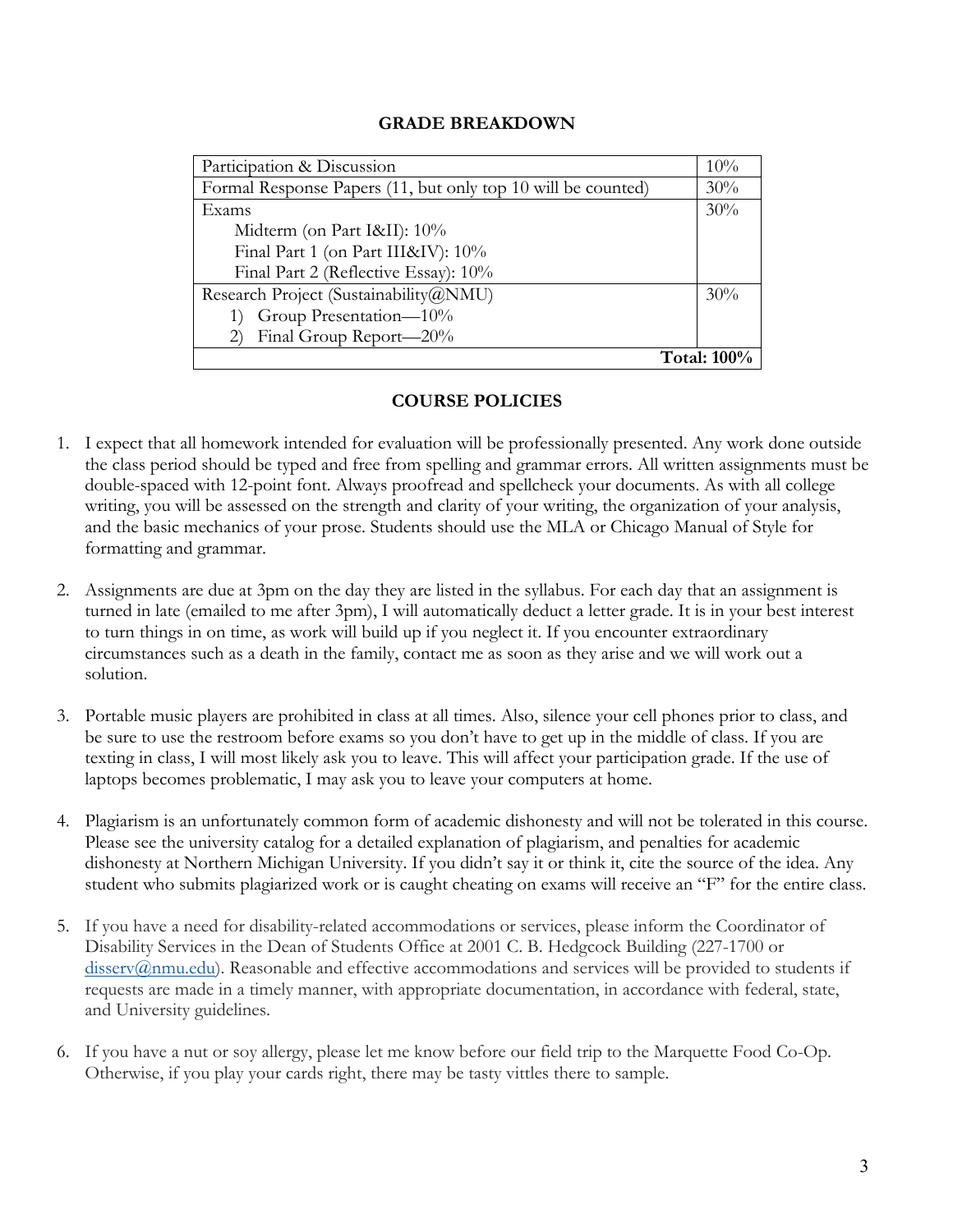## GRADE BREAKDOWN

| Item | Weight |
|---|---|
| Participation & Discussion | 10% |
| Formal Response Papers (11, but only top 10 will be counted) | 30% |
| Exams<br>Midterm (on Part I&II): 10%<br>Final Part 1 (on Part III&IV): 10%<br>Final Part 2 (Reflective Essay): 10% | 30% |
| Research Project (Sustainability@NMU)<br>1) Group Presentation—10%<br>2) Final Group Report—20% | 30% |
| | **Total: 100%** |

## COURSE POLICIES

1. I expect that all homework intended for evaluation will be professionally presented. Any work done outside the class period should be typed and free from spelling and grammar errors. All written assignments must be double-spaced with 12-point font. Always proofread and spellcheck your documents. As with all college writing, you will be assessed on the strength and clarity of your writing, the organization of your analysis, and the basic mechanics of your prose. Students should use the MLA or Chicago Manual of Style for formatting and grammar.

2. Assignments are due at 3pm on the day they are listed in the syllabus. For each day that an assignment is turned in late (emailed to me after 3pm), I will automatically deduct a letter grade. It is in your best interest to turn things in on time, as work will build up if you neglect it. If you encounter extraordinary circumstances such as a death in the family, contact me as soon as they arise and we will work out a solution.

3. Portable music players are prohibited in class at all times. Also, silence your cell phones prior to class, and be sure to use the restroom before exams so you don't have to get up in the middle of class. If you are texting in class, I will most likely ask you to leave. This will affect your participation grade. If the use of laptops becomes problematic, I may ask you to leave your computers at home.

4. Plagiarism is an unfortunately common form of academic dishonesty and will not be tolerated in this course. Please see the university catalog for a detailed explanation of plagiarism, and penalties for academic dishonesty at Northern Michigan University. If you didn't say it or think it, cite the source of the idea. Any student who submits plagiarized work or is caught cheating on exams will receive an "F" for the entire class.

5. If you have a need for disability-related accommodations or services, please inform the Coordinator of Disability Services in the Dean of Students Office at 2001 C. B. Hedgcock Building (227-1700 or disserv@nmu.edu). Reasonable and effective accommodations and services will be provided to students if requests are made in a timely manner, with appropriate documentation, in accordance with federal, state, and University guidelines.

6. If you have a nut or soy allergy, please let me know before our field trip to the Marquette Food Co-Op. Otherwise, if you play your cards right, there may be tasty vittles there to sample.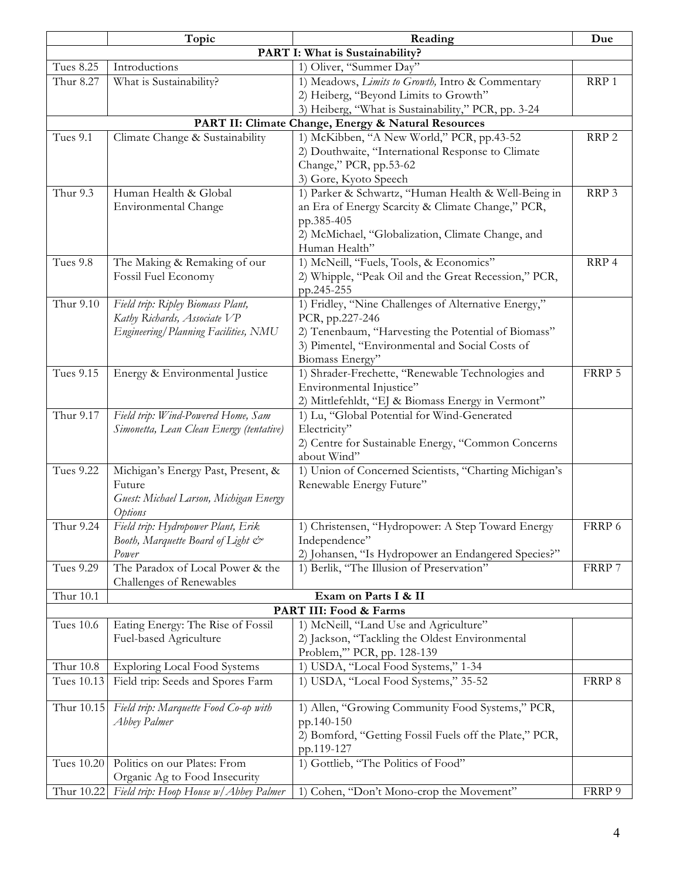| | Topic | Reading | Due |
|---|---|---|---|
| | | **PART I: What is Sustainability?** | |
| Tues 8.25 | Introductions | 1) Oliver, "Summer Day" | |
| Thur 8.27 | What is Sustainability? | 1) Meadows, *Limits to Growth,* Intro & Commentary<br>2) Heiberg, "Beyond Limits to Growth"<br>3) Heiberg, "What is Sustainability," PCR, pp. 3-24 | RRP 1 |
| | | **PART II: Climate Change, Energy & Natural Resources** | |
| Tues 9.1 | Climate Change & Sustainability | 1) McKibben, "A New World," PCR, pp.43-52<br>2) Douthwaite, "International Response to Climate Change," PCR, pp.53-62<br>3) Gore, Kyoto Speech | RRP 2 |
| Thur 9.3 | Human Health & Global Environmental Change | 1) Parker & Schwartz, "Human Health & Well-Being in an Era of Energy Scarcity & Climate Change," PCR, pp.385-405<br>2) McMichael, "Globalization, Climate Change, and Human Health" | RRP 3 |
| Tues 9.8 | The Making & Remaking of our Fossil Fuel Economy | 1) McNeill, "Fuels, Tools, & Economics"<br>2) Whipple, "Peak Oil and the Great Recession," PCR, pp.245-255 | RRP 4 |
| Thur 9.10 | *Field trip: Ripley Biomass Plant, Kathy Richards, Associate VP Engineering/Planning Facilities, NMU* | 1) Fridley, "Nine Challenges of Alternative Energy," PCR, pp.227-246<br>2) Tenenbaum, "Harvesting the Potential of Biomass"<br>3) Pimentel, "Environmental and Social Costs of Biomass Energy" | |
| Tues 9.15 | Energy & Environmental Justice | 1) Shrader-Frechette, "Renewable Technologies and Environmental Injustice"<br>2) Mittlefehldt, "EJ & Biomass Energy in Vermont" | FRRP 5 |
| Thur 9.17 | *Field trip: Wind-Powered Home, Sam Simonetta, Lean Clean Energy (tentative)* | 1) Lu, "Global Potential for Wind-Generated Electricity"<br>2) Centre for Sustainable Energy, "Common Concerns about Wind" | |
| Tues 9.22 | Michigan's Energy Past, Present, & Future<br>*Guest: Michael Larson, Michigan Energy Options* | 1) Union of Concerned Scientists, "Charting Michigan's Renewable Energy Future" | |
| Thur 9.24 | *Field trip: Hydropower Plant, Erik Booth, Marquette Board of Light & Power* | 1) Christensen, "Hydropower: A Step Toward Energy Independence"<br>2) Johansen, "Is Hydropower an Endangered Species?" | FRRP 6 |
| Tues 9.29 | The Paradox of Local Power & the Challenges of Renewables | 1) Berlik, "The Illusion of Preservation" | FRRP 7 |
| Thur 10.1 | | **Exam on Parts I & II** | |
| | | **PART III: Food & Farms** | |
| Tues 10.6 | Eating Energy: The Rise of Fossil Fuel-based Agriculture | 1) McNeill, "Land Use and Agriculture"<br>2) Jackson, "Tackling the Oldest Environmental Problem,'" PCR, pp. 128-139 | |
| Thur 10.8 | Exploring Local Food Systems | 1) USDA, "Local Food Systems," 1-34 | |
| Tues 10.13 | Field trip: Seeds and Spores Farm | 1) USDA, "Local Food Systems," 35-52 | FRRP 8 |
| Thur 10.15 | *Field trip: Marquette Food Co-op with Abbey Palmer* | 1) Allen, "Growing Community Food Systems," PCR, pp.140-150<br>2) Bomford, "Getting Fossil Fuels off the Plate," PCR, pp.119-127 | |
| Tues 10.20 | Politics on our Plates: From Organic Ag to Food Insecurity | 1) Gottlieb, "The Politics of Food" | |
| Thur 10.22 | *Field trip: Hoop House w/Abbey Palmer* | 1) Cohen, "Don't Mono-crop the Movement" | FRRP 9 |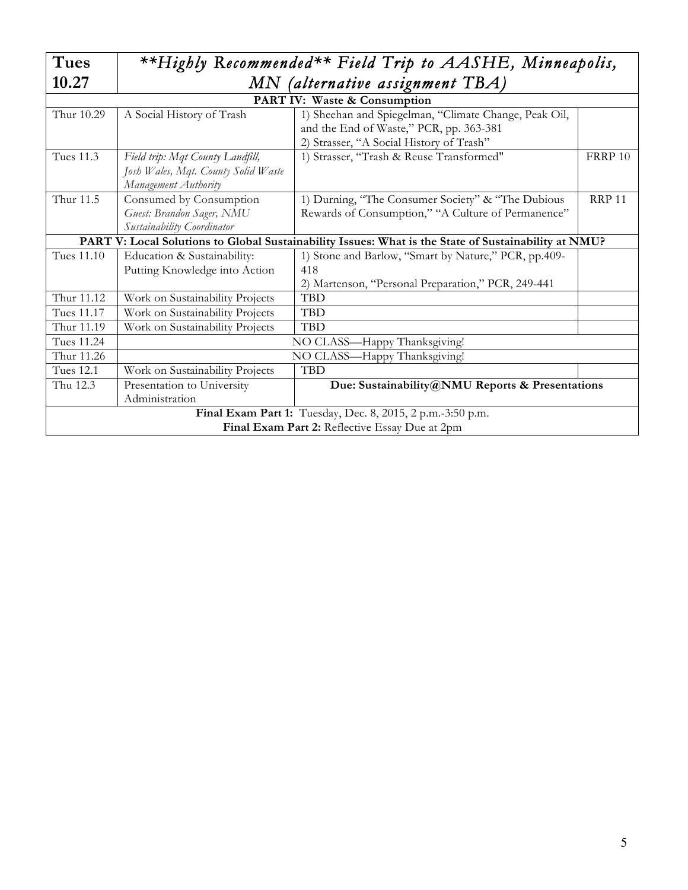| | | | |
|---|---|---|---|
| **Tues 10.27** | ***\*\*Highly Recommended\*\* Field Trip to AASHE, Minneapolis, MN (alternative assignment TBA)*** | | |
| **PART IV: Waste & Consumption** | | | |
| Thur 10.29 | A Social History of Trash | 1) Sheehan and Spiegelman, "Climate Change, Peak Oil, and the End of Waste," PCR, pp. 363-381<br>2) Strasser, "A Social History of Trash" | |
| Tues 11.3 | *Field trip: Mqt County Landfill, Josh Wales, Mqt. County Solid Waste Management Authority* | 1) Strasser, "Trash & Reuse Transformed" | FRRP 10 |
| Thur 11.5 | Consumed by Consumption<br>*Guest: Brandon Sager, NMU Sustainability Coordinator* | 1) Durning, "The Consumer Society" & "The Dubious Rewards of Consumption," "A Culture of Permanence" | RRP 11 |
| **PART V: Local Solutions to Global Sustainability Issues: What is the State of Sustainability at NMU?** | | | |
| Tues 11.10 | Education & Sustainability: Putting Knowledge into Action | 1) Stone and Barlow, "Smart by Nature," PCR, pp.409-418<br>2) Martenson, "Personal Preparation," PCR, 249-441 | |
| Thur 11.12 | Work on Sustainability Projects | TBD | |
| Tues 11.17 | Work on Sustainability Projects | TBD | |
| Thur 11.19 | Work on Sustainability Projects | TBD | |
| Tues 11.24 | NO CLASS—Happy Thanksgiving! | | |
| Thur 11.26 | NO CLASS—Happy Thanksgiving! | | |
| Tues 12.1 | Work on Sustainability Projects | TBD | |
| Thu 12.3 | Presentation to University Administration | **Due: Sustainability@NMU Reports & Presentations** | |
| **Final Exam Part 1:** Tuesday, Dec. 8, 2015, 2 p.m.-3:50 p.m.<br>**Final Exam Part 2:** Reflective Essay Due at 2pm | | | |